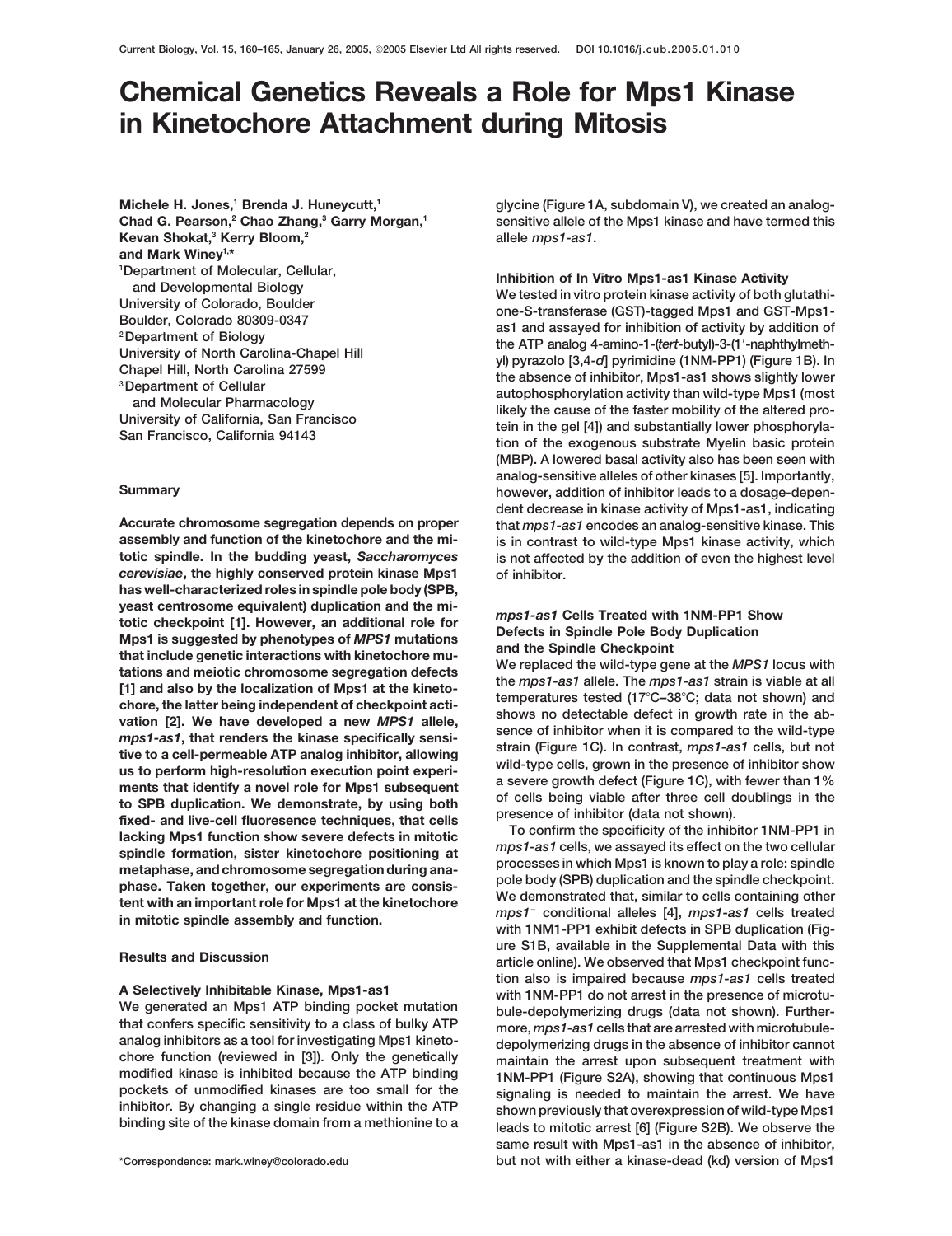# Chemical Genetics Reveals a Role for Mps1 Kinase in Kinetochore Attachment during Mitosis

Michele H. Jones,[1] Brenda J. Huneycutt,[1] Chad G. Pearson,[2] Chao Zhang,[3] Garry Morgan,[1] Kevan Shokat,[3] Kerry Bloom,[2] and Mark Winey[1,*]

[1]Department of Molecular, Cellular, and Developmental Biology, University of Colorado, Boulder, Boulder, Colorado 80309-0347
[2]Department of Biology, University of North Carolina-Chapel Hill, Chapel Hill, North Carolina 27599
[3]Department of Cellular and Molecular Pharmacology, University of California, San Francisco, San Francisco, California 94143

## Summary

**Accurate chromosome segregation depends on proper assembly and function of the kinetochore and the mitotic spindle. In the budding yeast, *Saccharomyces cerevisiae*, the highly conserved protein kinase Mps1 has well-characterized roles in spindle pole body (SPB, yeast centrosome equivalent) duplication and the mitotic checkpoint [1]. However, an additional role for Mps1 is suggested by phenotypes of *MPS1* mutations that include genetic interactions with kinetochore mutations and meiotic chromosome segregation defects [1] and also by the localization of Mps1 at the kinetochore, the latter being independent of checkpoint activation [2]. We have developed a new *MPS1* allele, *mps1-as1*, that renders the kinase specifically sensitive to a cell-permeable ATP analog inhibitor, allowing us to perform high-resolution execution point experiments that identify a novel role for Mps1 subsequent to SPB duplication. We demonstrate, by using both fixed- and live-cell fluoresence techniques, that cells lacking Mps1 function show severe defects in mitotic spindle formation, sister kinetochore positioning at metaphase, and chromosome segregation during anaphase. Taken together, our experiments are consistent with an important role for Mps1 at the kinetochore in mitotic spindle assembly and function.**

## Results and Discussion

### A Selectively Inhibitable Kinase, Mps1-as1

We generated an Mps1 ATP binding pocket mutation that confers specific sensitivity to a class of bulky ATP analog inhibitors as a tool for investigating Mps1 kinetochore function (reviewed in [3]). Only the genetically modified kinase is inhibited because the ATP binding pockets of unmodified kinases are too small for the inhibitor. By changing a single residue within the ATP binding site of the kinase domain from a methionine to a glycine (Figure 1A, subdomain V), we created an analog-sensitive allele of the Mps1 kinase and have termed this allele *mps1-as1*.

### Inhibition of In Vitro Mps1-as1 Kinase Activity

We tested in vitro protein kinase activity of both glutathione-S-transferase (GST)-tagged Mps1 and GST-Mps1-as1 and assayed for inhibition of activity by addition of the ATP analog 4-amino-1-(*tert*-butyl)-3-(1′-naphthylmethyl) pyrazolo [3,4-*d*] pyrimidine (1NM-PP1) (Figure 1B). In the absence of inhibitor, Mps1-as1 shows slightly lower autophosphorylation activity than wild-type Mps1 (most likely the cause of the faster mobility of the altered protein in the gel [4]) and substantially lower phosphorylation of the exogenous substrate Myelin basic protein (MBP). A lowered basal activity also has been seen with analog-sensitive alleles of other kinases [5]. Importantly, however, addition of inhibitor leads to a dosage-dependent decrease in kinase activity of Mps1-as1, indicating that *mps1-as1* encodes an analog-sensitive kinase. This is in contrast to wild-type Mps1 kinase activity, which is not affected by the addition of even the highest level of inhibitor.

### *mps1-as1* Cells Treated with 1NM-PP1 Show Defects in Spindle Pole Body Duplication and the Spindle Checkpoint

We replaced the wild-type gene at the *MPS1* locus with the *mps1-as1* allele. The *mps1-as1* strain is viable at all temperatures tested (17°C–38°C; data not shown) and shows no detectable defect in growth rate in the absence of inhibitor when it is compared to the wild-type strain (Figure 1C). In contrast, *mps1-as1* cells, but not wild-type cells, grown in the presence of inhibitor show a severe growth defect (Figure 1C), with fewer than 1% of cells being viable after three cell doublings in the presence of inhibitor (data not shown).

To confirm the specificity of the inhibitor 1NM-PP1 in *mps1-as1* cells, we assayed its effect on the two cellular processes in which Mps1 is known to play a role: spindle pole body (SPB) duplication and the spindle checkpoint. We demonstrated that, similar to cells containing other *mps1*⁻ conditional alleles [4], *mps1-as1* cells treated with 1NM1-PP1 exhibit defects in SPB duplication (Figure S1B, available in the Supplemental Data with this article online). We observed that Mps1 checkpoint function also is impaired because *mps1-as1* cells treated with 1NM-PP1 do not arrest in the presence of microtubule-depolymerizing drugs (data not shown). Furthermore, *mps1-as1* cells that are arrested with microtubule-depolymerizing drugs in the absence of inhibitor cannot maintain the arrest upon subsequent treatment with 1NM-PP1 (Figure S2A), showing that continuous Mps1 signaling is needed to maintain the arrest. We have shown previously that overexpression of wild-type Mps1 leads to mitotic arrest [6] (Figure S2B). We observe the same result with Mps1-as1 in the absence of inhibitor, but not with either a kinase-dead (kd) version of Mps1

*Correspondence: mark.winey@colorado.edu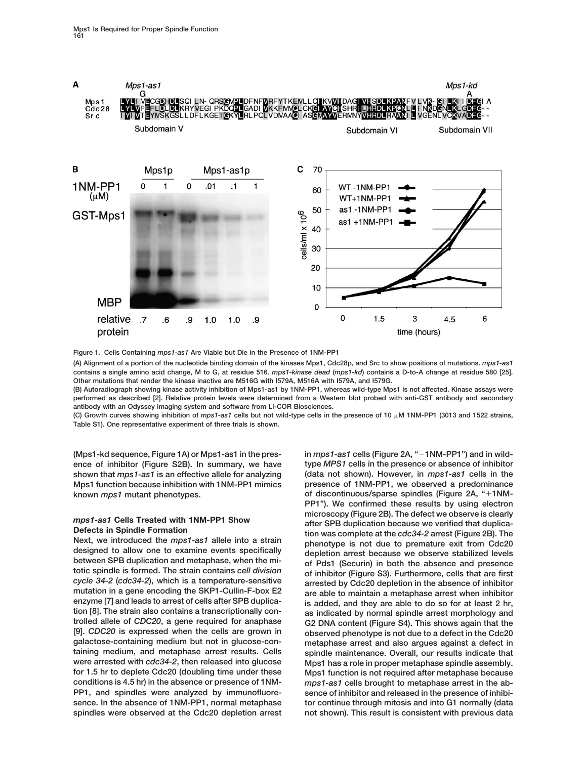Figure 1. Cells Containing *mps1-as1* Are Viable but Die in the Presence of 1NM-PP1

(A) Alignment of a portion of the nucleotide binding domain of the kinases Mps1, Cdc28p, and Src to show positions of mutations. *mps1-as1* contains a single amino acid change, M to G, at residue 516. *mps1-kinase dead* (*mps1-kd*) contains a D-to-A change at residue 580 [25]. Other mutations that render the kinase inactive are M516G with I579A, M516A with I579A, and I579G.

(B) Autoradiograph showing kinase activity inhibition of Mps1-as1 by 1NM-PP1, whereas wild-type Mps1 is not affected. Kinase assays were performed as described [2]. Relative protein levels were determined from a Western blot probed with anti-GST antibody and secondary antibody with an Odyssey imaging system and software from LI-COR Biosciences.

(C) Growth curves showing inhibition of *mps1-as1* cells but not wild-type cells in the presence of 10 μM 1NM-PP1 (3013 and 1522 strains, Table S1). One representative experiment of three trials is shown.

(Mps1-kd sequence, Figure 1A) or Mps1-as1 in the presence of inhibitor (Figure S2B). In summary, we have shown that *mps1-as1* is an effective allele for analyzing Mps1 function because inhibition with 1NM-PP1 mimics known *mps1* mutant phenotypes.

### *mps1-as1* Cells Treated with 1NM-PP1 Show Defects in Spindle Formation

Next, we introduced the *mps1-as1* allele into a strain designed to allow one to examine events specifically between SPB duplication and metaphase, when the mitotic spindle is formed. The strain contains *cell division cycle 34-2* (*cdc34-2*), which is a temperature-sensitive mutation in a gene encoding the SKP1-Cullin-F-box E2 enzyme [7] and leads to arrest of cells after SPB duplication [8]. The strain also contains a transcriptionally controlled allele of *CDC20*, a gene required for anaphase [9]. *CDC20* is expressed when the cells are grown in galactose-containing medium but not in glucose-containing medium, and metaphase arrest results. Cells were arrested with *cdc34-2*, then released into glucose for 1.5 hr to deplete Cdc20 (doubling time under these conditions is 4.5 hr) in the absence or presence of 1NM-PP1, and spindles were analyzed by immunofluorescence. In the absence of 1NM-PP1, normal metaphase spindles were observed at the Cdc20 depletion arrest in *mps1-as1* cells (Figure 2A, "−1NM-PP1") and in wild-type *MPS1* cells in the presence or absence of inhibitor (data not shown). However, in *mps1-as1* cells in the presence of 1NM-PP1, we observed a predominance of discontinuous/sparse spindles (Figure 2A, "+1NM-PP1"). We confirmed these results by using electron microscopy (Figure 2B). The defect we observe is clearly after SPB duplication because we verified that duplication was complete at the *cdc34-2* arrest (Figure 2B). The phenotype is not due to premature exit from Cdc20 depletion arrest because we observe stabilized levels of Pds1 (Securin) in both the absence and presence of inhibitor (Figure S3). Furthermore, cells that are first arrested by Cdc20 depletion in the absence of inhibitor are able to maintain a metaphase arrest when inhibitor is added, and they are able to do so for at least 2 hr, as indicated by normal spindle arrest morphology and G2 DNA content (Figure S4). This shows again that the observed phenotype is not due to a defect in the Cdc20 metaphase arrest and also argues against a defect in spindle maintenance. Overall, our results indicate that Mps1 has a role in proper metaphase spindle assembly. Mps1 function is not required after metaphase because *mps1-as1* cells brought to metaphase arrest in the absence of inhibitor and released in the presence of inhibitor continue through mitosis and into G1 normally (data not shown). This result is consistent with previous data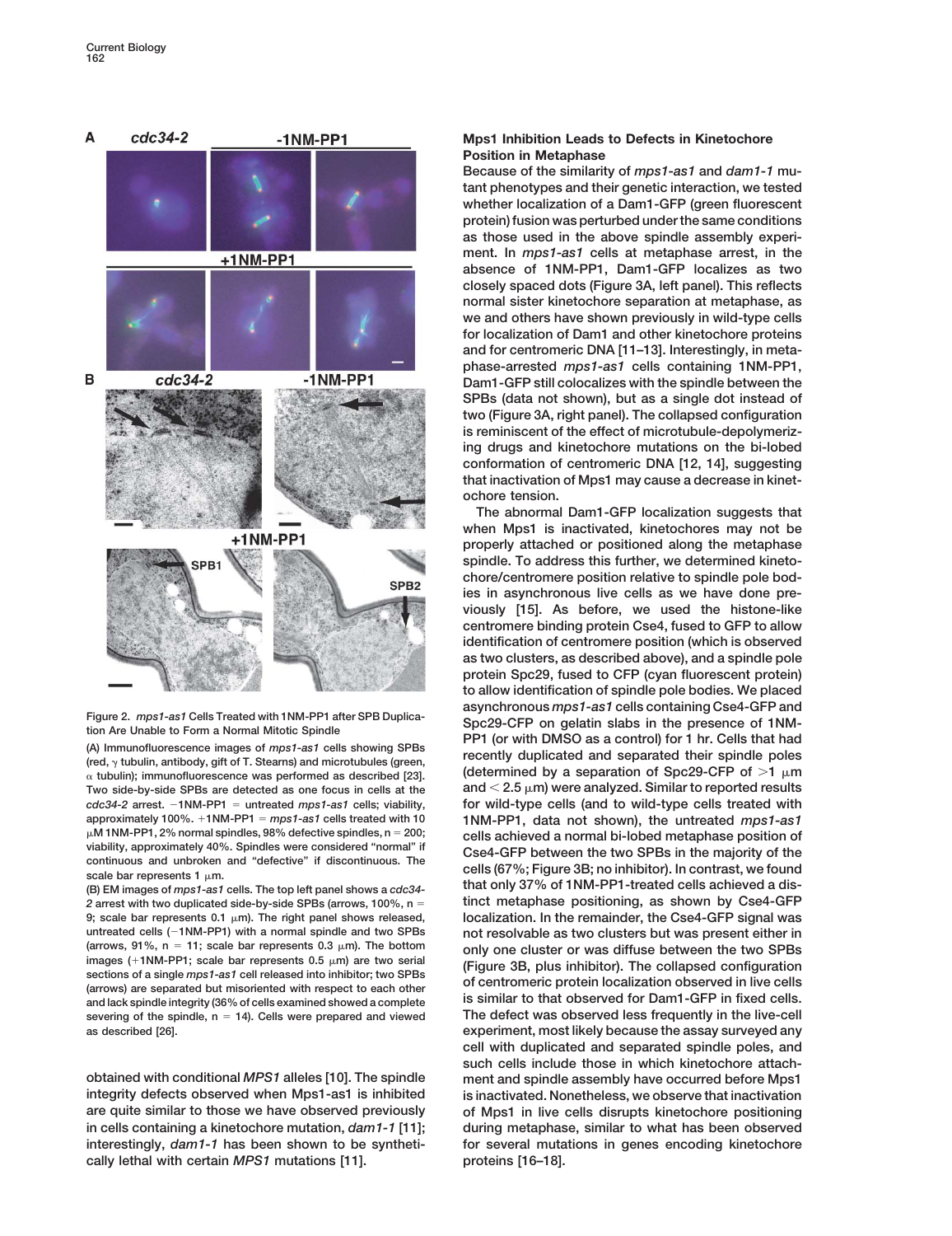Figure 2. *mps1-as1* Cells Treated with 1NM-PP1 after SPB Duplication Are Unable to Form a Normal Mitotic Spindle

(A) Immunofluorescence images of *mps1-as1* cells showing SPBs (red, γ tubulin, antibody, gift of T. Stearns) and microtubules (green, α tubulin); immunofluorescence was performed as described [23]. Two side-by-side SPBs are detected as one focus in cells at the *cdc34-2* arrest. −1NM-PP1 = untreated *mps1-as1* cells; viability, approximately 100%. +1NM-PP1 = *mps1-as1* cells treated with 10 μM 1NM-PP1, 2% normal spindles, 98% defective spindles, n = 200; viability, approximately 40%. Spindles were considered "normal" if continuous and unbroken and "defective" if discontinuous. The scale bar represents 1 μm.

(B) EM images of *mps1-as1* cells. The top left panel shows a *cdc34-2* arrest with two duplicated side-by-side SPBs (arrows, 100%, n = 9; scale bar represents 0.1 μm). The right panel shows released, untreated cells (−1NM-PP1) with a normal spindle and two SPBs (arrows, 91%, n = 11; scale bar represents 0.3 μm). The bottom images (+1NM-PP1; scale bar represents 0.5 μm) are two serial sections of a single *mps1-as1* cell released into inhibitor; two SPBs (arrows) are separated but misoriented with respect to each other and lack spindle integrity (36% of cells examined showed a complete severing of the spindle, n = 14). Cells were prepared and viewed as described [26].

obtained with conditional *MPS1* alleles [10]. The spindle integrity defects observed when Mps1-as1 is inhibited are quite similar to those we have observed previously in cells containing a kinetochore mutation, *dam1-1* [11]; interestingly, *dam1-1* has been shown to be synthetically lethal with certain *MPS1* mutations [11].

## Mps1 Inhibition Leads to Defects in Kinetochore Position in Metaphase

Because of the similarity of *mps1-as1* and *dam1-1* mutant phenotypes and their genetic interaction, we tested whether localization of a Dam1-GFP (green fluorescent protein) fusion was perturbed under the same conditions as those used in the above spindle assembly experiment. In *mps1-as1* cells at metaphase arrest, in the absence of 1NM-PP1, Dam1-GFP localizes as two closely spaced dots (Figure 3A, left panel). This reflects normal sister kinetochore separation at metaphase, as we and others have shown previously in wild-type cells for localization of Dam1 and other kinetochore proteins and for centromeric DNA [11–13]. Interestingly, in metaphase-arrested *mps1-as1* cells containing 1NM-PP1, Dam1-GFP still colocalizes with the spindle between the SPBs (data not shown), but as a single dot instead of two (Figure 3A, right panel). The collapsed configuration is reminiscent of the effect of microtubule-depolymerizing drugs and kinetochore mutations on the bi-lobed conformation of centromeric DNA [12, 14], suggesting that inactivation of Mps1 may cause a decrease in kinetochore tension.

The abnormal Dam1-GFP localization suggests that when Mps1 is inactivated, kinetochores may not be properly attached or positioned along the metaphase spindle. To address this further, we determined kinetochore/centromere position relative to spindle pole bodies in asynchronous live cells as we have done previously [15]. As before, we used the histone-like centromere binding protein Cse4, fused to GFP to allow identification of centromere position (which is observed as two clusters, as described above), and a spindle pole protein Spc29, fused to CFP (cyan fluorescent protein) to allow identification of spindle pole bodies. We placed asynchronous *mps1-as1* cells containing Cse4-GFP and Spc29-CFP on gelatin slabs in the presence of 1NM-PP1 (or with DMSO as a control) for 1 hr. Cells that had recently duplicated and separated their spindle poles (determined by a separation of Spc29-CFP of >1 μm and < 2.5 μm) were analyzed. Similar to reported results for wild-type cells (and to wild-type cells treated with 1NM-PP1, data not shown), the untreated *mps1-as1* cells achieved a normal bi-lobed metaphase position of Cse4-GFP between the two SPBs in the majority of the cells (67%; Figure 3B; no inhibitor). In contrast, we found that only 37% of 1NM-PP1-treated cells achieved a distinct metaphase positioning, as shown by Cse4-GFP localization. In the remainder, the Cse4-GFP signal was not resolvable as two clusters but was present either in only one cluster or was diffuse between the two SPBs (Figure 3B, plus inhibitor). The collapsed configuration of centromeric protein localization observed in live cells is similar to that observed for Dam1-GFP in fixed cells. The defect was observed less frequently in the live-cell experiment, most likely because the assay surveyed any cell with duplicated and separated spindle poles, and such cells include those in which kinetochore attachment and spindle assembly have occurred before Mps1 is inactivated. Nonetheless, we observe that inactivation of Mps1 in live cells disrupts kinetochore positioning during metaphase, similar to what has been observed for several mutations in genes encoding kinetochore proteins [16–18].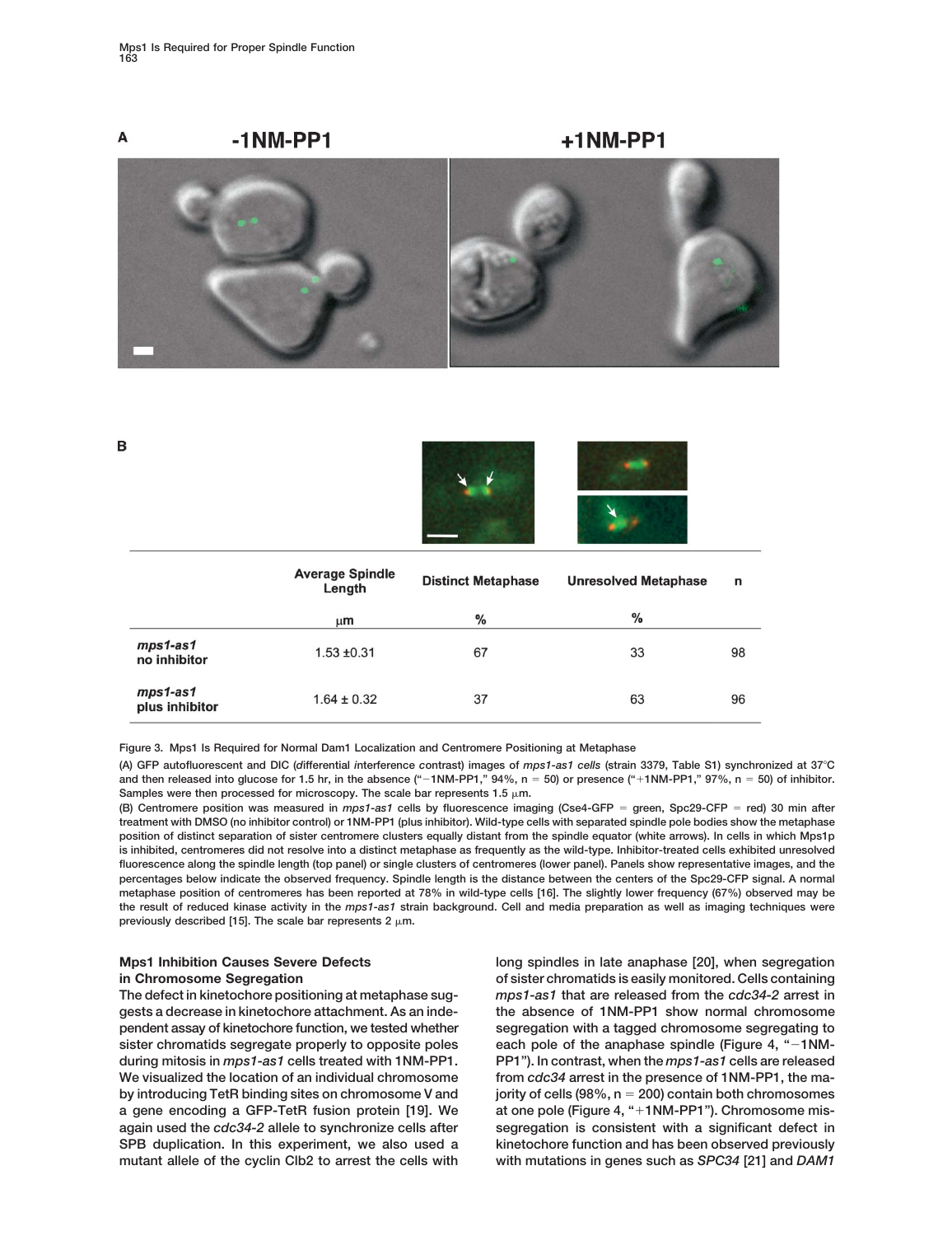**A** -1NM-PP1 +1NM-PP1

**B**

|  | Average Spindle Length | Distinct Metaphase | Unresolved Metaphase | n |
|---|---|---|---|---|
|  | μm | % | % |  |
| *mps1-as1* no inhibitor | 1.53 ±0.31 | 67 | 33 | 98 |
| *mps1-as1* plus inhibitor | 1.64 ± 0.32 | 37 | 63 | 96 |

Figure 3. Mps1 Is Required for Normal Dam1 Localization and Centromere Positioning at Metaphase

(A) GFP autofluorescent and DIC (*d*ifferential *i*nterference *c*ontrast) images of *mps1-as1 cells* (strain 3379, Table S1) synchronized at 37°C and then released into glucose for 1.5 hr, in the absence ("−1NM-PP1," 94%, n = 50) or presence ("+1NM-PP1," 97%, n = 50) of inhibitor. Samples were then processed for microscopy. The scale bar represents 1.5 μm.

(B) Centromere position was measured in *mps1-as1* cells by fluorescence imaging (Cse4-GFP = green, Spc29-CFP = red) 30 min after treatment with DMSO (no inhibitor control) or 1NM-PP1 (plus inhibitor). Wild-type cells with separated spindle pole bodies show the metaphase position of distinct separation of sister centromere clusters equally distant from the spindle equator (white arrows). In cells in which Mps1p is inhibited, centromeres did not resolve into a distinct metaphase as frequently as the wild-type. Inhibitor-treated cells exhibited unresolved fluorescence along the spindle length (top panel) or single clusters of centromeres (lower panel). Panels show representative images, and the percentages below indicate the observed frequency. Spindle length is the distance between the centers of the Spc29-CFP signal. A normal metaphase position of centromeres has been reported at 78% in wild-type cells [16]. The slightly lower frequency (67%) observed may be the result of reduced kinase activity in the *mps1-as1* strain background. Cell and media preparation as well as imaging techniques were previously described [15]. The scale bar represents 2 μm.

### Mps1 Inhibition Causes Severe Defects in Chromosome Segregation

The defect in kinetochore positioning at metaphase suggests a decrease in kinetochore attachment. As an independent assay of kinetochore function, we tested whether sister chromatids segregate properly to opposite poles during mitosis in *mps1-as1* cells treated with 1NM-PP1. We visualized the location of an individual chromosome by introducing TetR binding sites on chromosome V and a gene encoding a GFP-TetR fusion protein [19]. We again used the *cdc34-2* allele to synchronize cells after SPB duplication. In this experiment, we also used a mutant allele of the cyclin Clb2 to arrest the cells with long spindles in late anaphase [20], when segregation of sister chromatids is easily monitored. Cells containing *mps1-as1* that are released from the *cdc34-2* arrest in the absence of 1NM-PP1 show normal chromosome segregation with a tagged chromosome segregating to each pole of the anaphase spindle (Figure 4, "−1NM-PP1"). In contrast, when the *mps1-as1* cells are released from *cdc34* arrest in the presence of 1NM-PP1, the majority of cells (98%, n = 200) contain both chromosomes at one pole (Figure 4, "+1NM-PP1"). Chromosome missegregation is consistent with a significant defect in kinetochore function and has been observed previously with mutations in genes such as *SPC34* [21] and *DAM1*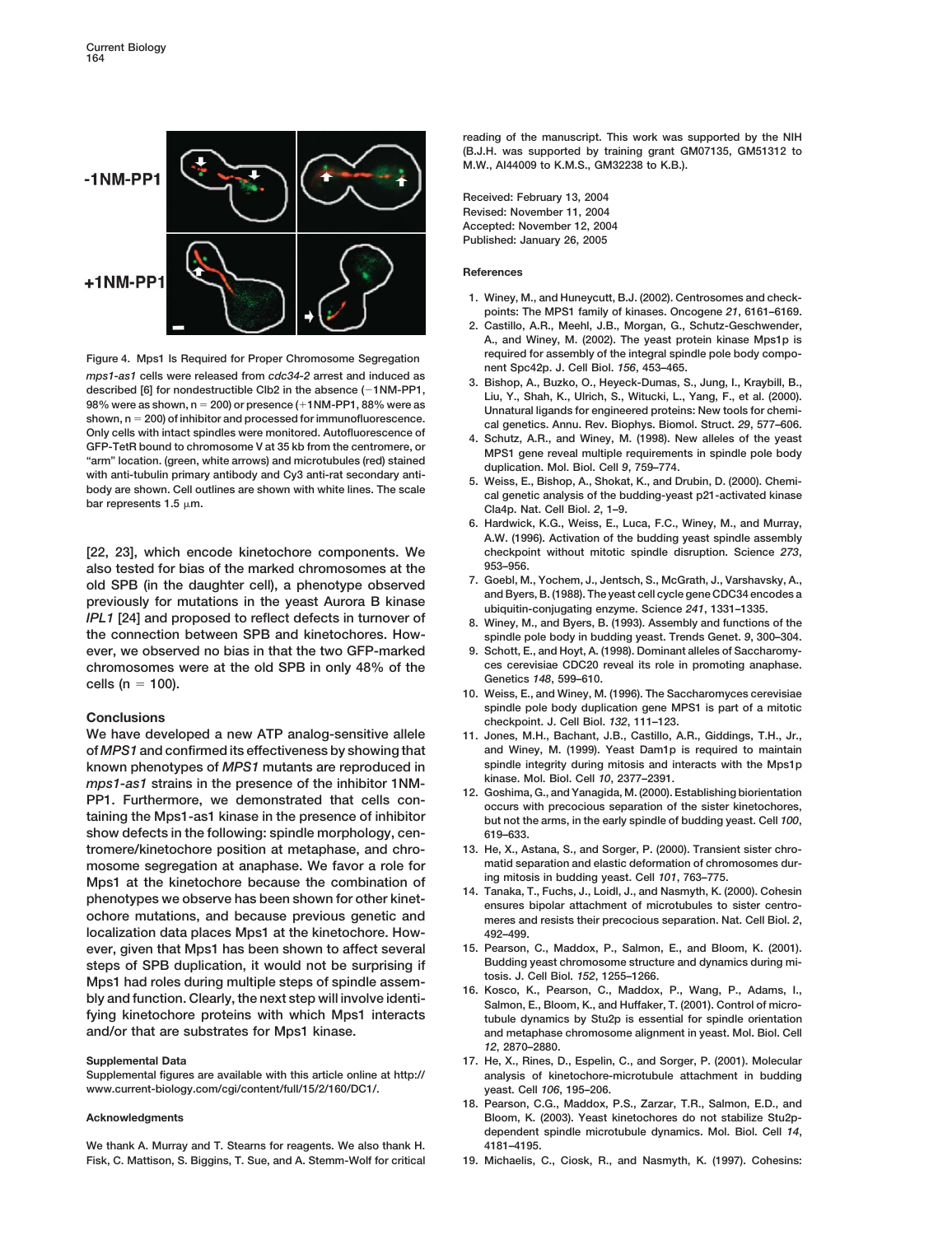Figure 4. Mps1 Is Required for Proper Chromosome Segregation

*mps1-as1* cells were released from *cdc34-2* arrest and induced as described [6] for nondestructible Clb2 in the absence (−1NM-PP1, 98% were as shown, n = 200) or presence (+1NM-PP1, 88% were as shown, n = 200) of inhibitor and processed for immunofluorescence. Only cells with intact spindles were monitored. Autofluorescence of GFP-TetR bound to chromosome V at 35 kb from the centromere, or "arm" location. (green, white arrows) and microtubules (red) stained with anti-tubulin primary antibody and Cy3 anti-rat secondary antibody are shown. Cell outlines are shown with white lines. The scale bar represents 1.5 μm.

[22, 23], which encode kinetochore components. We also tested for bias of the marked chromosomes at the old SPB (in the daughter cell), a phenotype observed previously for mutations in the yeast Aurora B kinase *IPL1* [24] and proposed to reflect defects in turnover of the connection between SPB and kinetochores. However, we observed no bias in that the two GFP-marked chromosomes were at the old SPB in only 48% of the cells (n = 100).

## Conclusions

We have developed a new ATP analog-sensitive allele of *MPS1* and confirmed its effectiveness by showing that known phenotypes of *MPS1* mutants are reproduced in *mps1-as1* strains in the presence of the inhibitor 1NM-PP1. Furthermore, we demonstrated that cells containing the Mps1-as1 kinase in the presence of inhibitor show defects in the following: spindle morphology, centromere/kinetochore position at metaphase, and chromosome segregation at anaphase. We favor a role for Mps1 at the kinetochore because the combination of phenotypes we observe has been shown for other kinetochore mutations, and because previous genetic and localization data places Mps1 at the kinetochore. However, given that Mps1 has been shown to affect several steps of SPB duplication, it would not be surprising if Mps1 had roles during multiple steps of spindle assembly and function. Clearly, the next step will involve identifying kinetochore proteins with which Mps1 interacts and/or that are substrates for Mps1 kinase.

### Supplemental Data

Supplemental figures are available with this article online at http://www.current-biology.com/cgi/content/full/15/2/160/DC1/.

### Acknowledgments

We thank A. Murray and T. Stearns for reagents. We also thank H. Fisk, C. Mattison, S. Biggins, T. Sue, and A. Stemm-Wolf for critical reading of the manuscript. This work was supported by the NIH (B.J.H. was supported by training grant GM07135, GM51312 to M.W., AI44009 to K.M.S., GM32238 to K.B.).

Received: February 13, 2004
Revised: November 11, 2004
Accepted: November 12, 2004
Published: January 26, 2005

### References

1. Winey, M., and Huneycutt, B.J. (2002). Centrosomes and checkpoints: The MPS1 family of kinases. Oncogene *21*, 6161–6169.
2. Castillo, A.R., Meehl, J.B., Morgan, G., Schutz-Geschwender, A., and Winey, M. (2002). The yeast protein kinase Mps1p is required for assembly of the integral spindle pole body component Spc42p. J. Cell Biol. *156*, 453–465.
3. Bishop, A., Buzko, O., Heyeck-Dumas, S., Jung, I., Kraybill, B., Liu, Y., Shah, K., Ulrich, S., Witucki, L., Yang, F., et al. (2000). Unnatural ligands for engineered proteins: New tools for chemical genetics. Annu. Rev. Biophys. Biomol. Struct. *29*, 577–606.
4. Schutz, A.R., and Winey, M. (1998). New alleles of the yeast MPS1 gene reveal multiple requirements in spindle pole body duplication. Mol. Biol. Cell *9*, 759–774.
5. Weiss, E., Bishop, A., Shokat, K., and Drubin, D. (2000). Chemical genetic analysis of the budding-yeast p21-activated kinase Cla4p. Nat. Cell Biol. *2*, 1–9.
6. Hardwick, K.G., Weiss, E., Luca, F.C., Winey, M., and Murray, A.W. (1996). Activation of the budding yeast spindle assembly checkpoint without mitotic spindle disruption. Science *273*, 953–956.
7. Goebl, M., Yochem, J., Jentsch, S., McGrath, J., Varshavsky, A., and Byers, B. (1988). The yeast cell cycle gene CDC34 encodes a ubiquitin-conjugating enzyme. Science *241*, 1331–1335.
8. Winey, M., and Byers, B. (1993). Assembly and functions of the spindle pole body in budding yeast. Trends Genet. *9*, 300–304.
9. Schott, E., and Hoyt, A. (1998). Dominant alleles of Saccharomyces cerevisiae CDC20 reveal its role in promoting anaphase. Genetics *148*, 599–610.
10. Weiss, E., and Winey, M. (1996). The Saccharomyces cerevisiae spindle pole body duplication gene MPS1 is part of a mitotic checkpoint. J. Cell Biol. *132*, 111–123.
11. Jones, M.H., Bachant, J.B., Castillo, A.R., Giddings, T.H., Jr., and Winey, M. (1999). Yeast Dam1p is required to maintain spindle integrity during mitosis and interacts with the Mps1p kinase. Mol. Biol. Cell *10*, 2377–2391.
12. Goshima, G., and Yanagida, M. (2000). Establishing biorientation occurs with precocious separation of the sister kinetochores, but not the arms, in the early spindle of budding yeast. Cell *100*, 619–633.
13. He, X., Astana, S., and Sorger, P. (2000). Transient sister chromatid separation and elastic deformation of chromosomes during mitosis in budding yeast. Cell *101*, 763–775.
14. Tanaka, T., Fuchs, J., Loidl, J., and Nasmyth, K. (2000). Cohesin ensures bipolar attachment of microtubules to sister centromeres and resists their precocious separation. Nat. Cell Biol. *2*, 492–499.
15. Pearson, C., Maddox, P., Salmon, E., and Bloom, K. (2001). Budding yeast chromosome structure and dynamics during mitosis. J. Cell Biol. *152*, 1255–1266.
16. Kosco, K., Pearson, C., Maddox, P., Wang, P., Adams, I., Salmon, E., Bloom, K., and Huffaker, T. (2001). Control of microtubule dynamics by Stu2p is essential for spindle orientation and metaphase chromosome alignment in yeast. Mol. Biol. Cell *12*, 2870–2880.
17. He, X., Rines, D., Espelin, C., and Sorger, P. (2001). Molecular analysis of kinetochore-microtubule attachment in budding yeast. Cell *106*, 195–206.
18. Pearson, C.G., Maddox, P.S., Zarzar, T.R., Salmon, E.D., and Bloom, K. (2003). Yeast kinetochores do not stabilize Stu2p-dependent spindle microtubule dynamics. Mol. Biol. Cell *14*, 4181–4195.
19. Michaelis, C., Ciosk, R., and Nasmyth, K. (1997). Cohesins: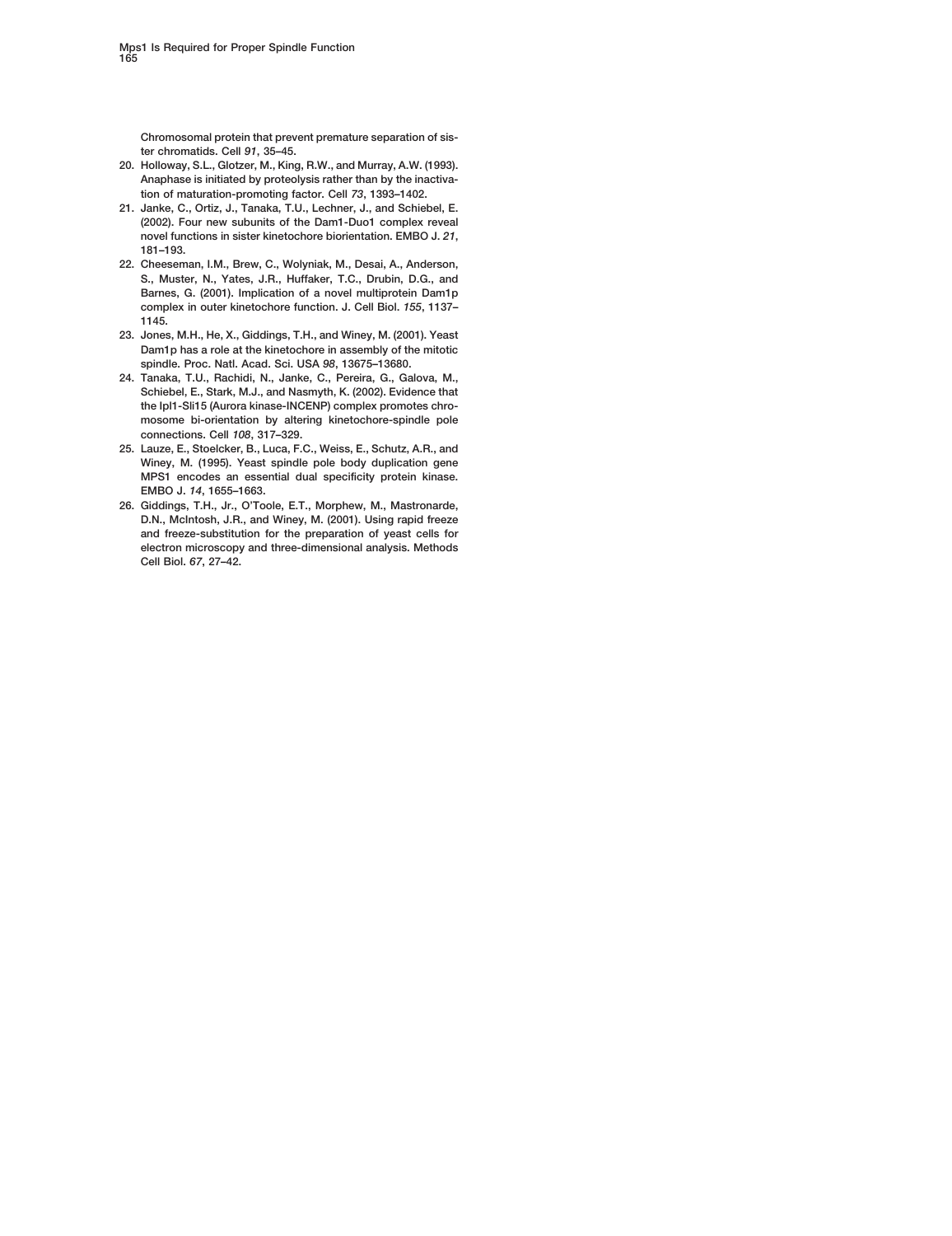Chromosomal protein that prevent premature separation of sister chromatids. Cell *91*, 35–45.

20. Holloway, S.L., Glotzer, M., King, R.W., and Murray, A.W. (1993). Anaphase is initiated by proteolysis rather than by the inactivation of maturation-promoting factor. Cell *73*, 1393–1402.
21. Janke, C., Ortiz, J., Tanaka, T.U., Lechner, J., and Schiebel, E. (2002). Four new subunits of the Dam1-Duo1 complex reveal novel functions in sister kinetochore biorientation. EMBO J. *21*, 181–193.
22. Cheeseman, I.M., Brew, C., Wolyniak, M., Desai, A., Anderson, S., Muster, N., Yates, J.R., Huffaker, T.C., Drubin, D.G., and Barnes, G. (2001). Implication of a novel multiprotein Dam1p complex in outer kinetochore function. J. Cell Biol. *155*, 1137–1145.
23. Jones, M.H., He, X., Giddings, T.H., and Winey, M. (2001). Yeast Dam1p has a role at the kinetochore in assembly of the mitotic spindle. Proc. Natl. Acad. Sci. USA *98*, 13675–13680.
24. Tanaka, T.U., Rachidi, N., Janke, C., Pereira, G., Galova, M., Schiebel, E., Stark, M.J., and Nasmyth, K. (2002). Evidence that the Ipl1-Sli15 (Aurora kinase-INCENP) complex promotes chromosome bi-orientation by altering kinetochore-spindle pole connections. Cell *108*, 317–329.
25. Lauze, E., Stoelcker, B., Luca, F.C., Weiss, E., Schutz, A.R., and Winey, M. (1995). Yeast spindle pole body duplication gene MPS1 encodes an essential dual specificity protein kinase. EMBO J. *14*, 1655–1663.
26. Giddings, T.H., Jr., O'Toole, E.T., Morphew, M., Mastronarde, D.N., McIntosh, J.R., and Winey, M. (2001). Using rapid freeze and freeze-substitution for the preparation of yeast cells for electron microscopy and three-dimensional analysis. Methods Cell Biol. *67*, 27–42.